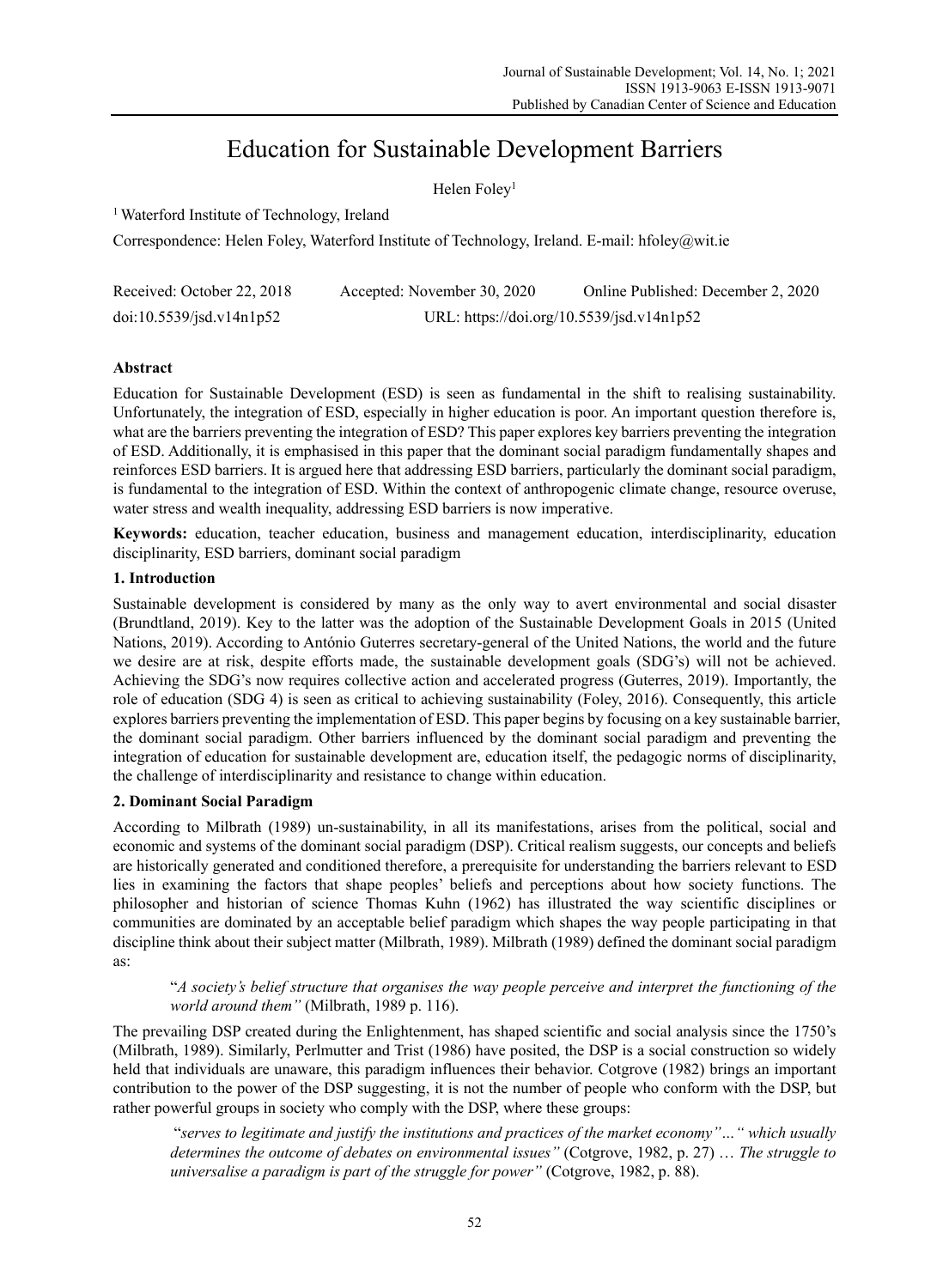# Education for Sustainable Development Barriers

Helen Foley[1]

[1] Waterford Institute of Technology, Ireland

Correspondence: Helen Foley, Waterford Institute of Technology, Ireland. E-mail: hfoley@wit.ie

Received: October 22, 2018 Accepted: November 30, 2020 Online Published: December 2, 2020

doi:10.5539/jsd.v14n1p52 URL: https://doi.org/10.5539/jsd.v14n1p52

## Abstract

Education for Sustainable Development (ESD) is seen as fundamental in the shift to realising sustainability. Unfortunately, the integration of ESD, especially in higher education is poor. An important question therefore is, what are the barriers preventing the integration of ESD? This paper explores key barriers preventing the integration of ESD. Additionally, it is emphasised in this paper that the dominant social paradigm fundamentally shapes and reinforces ESD barriers. It is argued here that addressing ESD barriers, particularly the dominant social paradigm, is fundamental to the integration of ESD. Within the context of anthropogenic climate change, resource overuse, water stress and wealth inequality, addressing ESD barriers is now imperative.

**Keywords:** education, teacher education, business and management education, interdisciplinarity, education disciplinarity, ESD barriers, dominant social paradigm

## 1. Introduction

Sustainable development is considered by many as the only way to avert environmental and social disaster (Brundtland, 2019). Key to the latter was the adoption of the Sustainable Development Goals in 2015 (United Nations, 2019). According to António Guterres secretary-general of the United Nations, the world and the future we desire are at risk, despite efforts made, the sustainable development goals (SDG's) will not be achieved. Achieving the SDG's now requires collective action and accelerated progress (Guterres, 2019). Importantly, the role of education (SDG 4) is seen as critical to achieving sustainability (Foley, 2016). Consequently, this article explores barriers preventing the implementation of ESD. This paper begins by focusing on a key sustainable barrier, the dominant social paradigm. Other barriers influenced by the dominant social paradigm and preventing the integration of education for sustainable development are, education itself, the pedagogic norms of disciplinarity, the challenge of interdisciplinarity and resistance to change within education.

## 2. Dominant Social Paradigm

According to Milbrath (1989) un-sustainability, in all its manifestations, arises from the political, social and economic and systems of the dominant social paradigm (DSP). Critical realism suggests, our concepts and beliefs are historically generated and conditioned therefore, a prerequisite for understanding the barriers relevant to ESD lies in examining the factors that shape peoples' beliefs and perceptions about how society functions. The philosopher and historian of science Thomas Kuhn (1962) has illustrated the way scientific disciplines or communities are dominated by an acceptable belief paradigm which shapes the way people participating in that discipline think about their subject matter (Milbrath, 1989). Milbrath (1989) defined the dominant social paradigm as:

> "*A society's belief structure that organises the way people perceive and interpret the functioning of the world around them"* (Milbrath, 1989 p. 116).

The prevailing DSP created during the Enlightenment, has shaped scientific and social analysis since the 1750's (Milbrath, 1989). Similarly, Perlmutter and Trist (1986) have posited, the DSP is a social construction so widely held that individuals are unaware, this paradigm influences their behavior. Cotgrove (1982) brings an important contribution to the power of the DSP suggesting, it is not the number of people who conform with the DSP, but rather powerful groups in society who comply with the DSP, where these groups:

> "*serves to legitimate and justify the institutions and practices of the market economy"…" which usually determines the outcome of debates on environmental issues"* (Cotgrove, 1982, p. 27) … *The struggle to universalise a paradigm is part of the struggle for power"* (Cotgrove, 1982, p. 88).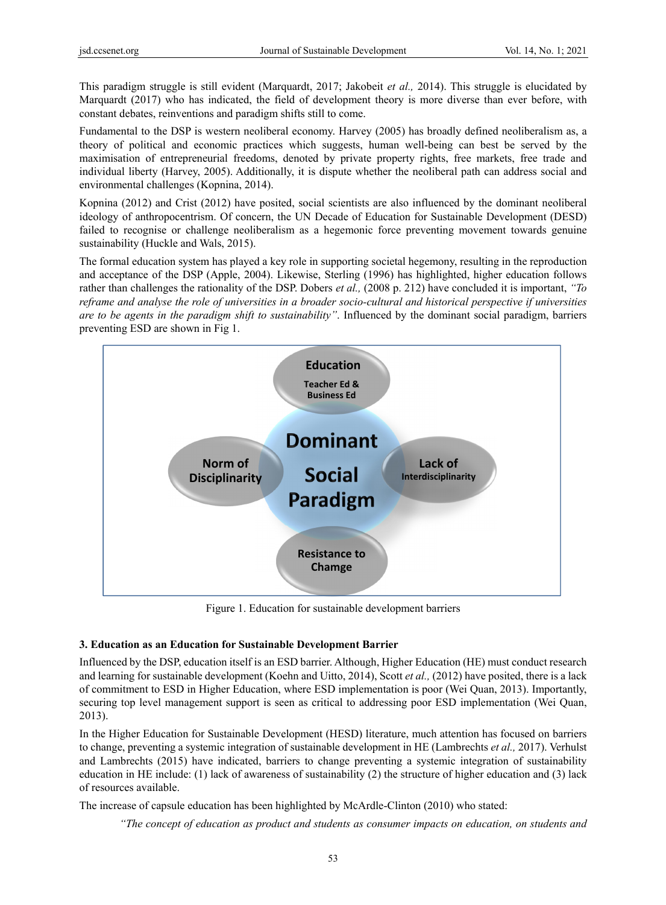This paradigm struggle is still evident (Marquardt, 2017; Jakobeit *et al.,* 2014). This struggle is elucidated by Marquardt (2017) who has indicated, the field of development theory is more diverse than ever before, with constant debates, reinventions and paradigm shifts still to come.

Fundamental to the DSP is western neoliberal economy. Harvey (2005) has broadly defined neoliberalism as, a theory of political and economic practices which suggests, human well-being can best be served by the maximisation of entrepreneurial freedoms, denoted by private property rights, free markets, free trade and individual liberty (Harvey, 2005). Additionally, it is dispute whether the neoliberal path can address social and environmental challenges (Kopnina, 2014).

Kopnina (2012) and Crist (2012) have posited, social scientists are also influenced by the dominant neoliberal ideology of anthropocentrism. Of concern, the UN Decade of Education for Sustainable Development (DESD) failed to recognise or challenge neoliberalism as a hegemonic force preventing movement towards genuine sustainability (Huckle and Wals, 2015).

The formal education system has played a key role in supporting societal hegemony, resulting in the reproduction and acceptance of the DSP (Apple, 2004). Likewise, Sterling (1996) has highlighted, higher education follows rather than challenges the rationality of the DSP. Dobers *et al.,* (2008 p. 212) have concluded it is important, *"To reframe and analyse the role of universities in a broader socio-cultural and historical perspective if universities are to be agents in the paradigm shift to sustainability"*. Influenced by the dominant social paradigm, barriers preventing ESD are shown in Fig 1.

Figure 1. Education for sustainable development barriers

### 3. Education as an Education for Sustainable Development Barrier

Influenced by the DSP, education itself is an ESD barrier. Although, Higher Education (HE) must conduct research and learning for sustainable development (Koehn and Uitto, 2014), Scott *et al.,* (2012) have posited, there is a lack of commitment to ESD in Higher Education, where ESD implementation is poor (Wei Quan, 2013). Importantly, securing top level management support is seen as critical to addressing poor ESD implementation (Wei Quan, 2013).

In the Higher Education for Sustainable Development (HESD) literature, much attention has focused on barriers to change, preventing a systemic integration of sustainable development in HE (Lambrechts *et al.,* 2017). Verhulst and Lambrechts (2015) have indicated, barriers to change preventing a systemic integration of sustainability education in HE include: (1) lack of awareness of sustainability (2) the structure of higher education and (3) lack of resources available.

The increase of capsule education has been highlighted by McArdle-Clinton (2010) who stated:

> *"The concept of education as product and students as consumer impacts on education, on students and*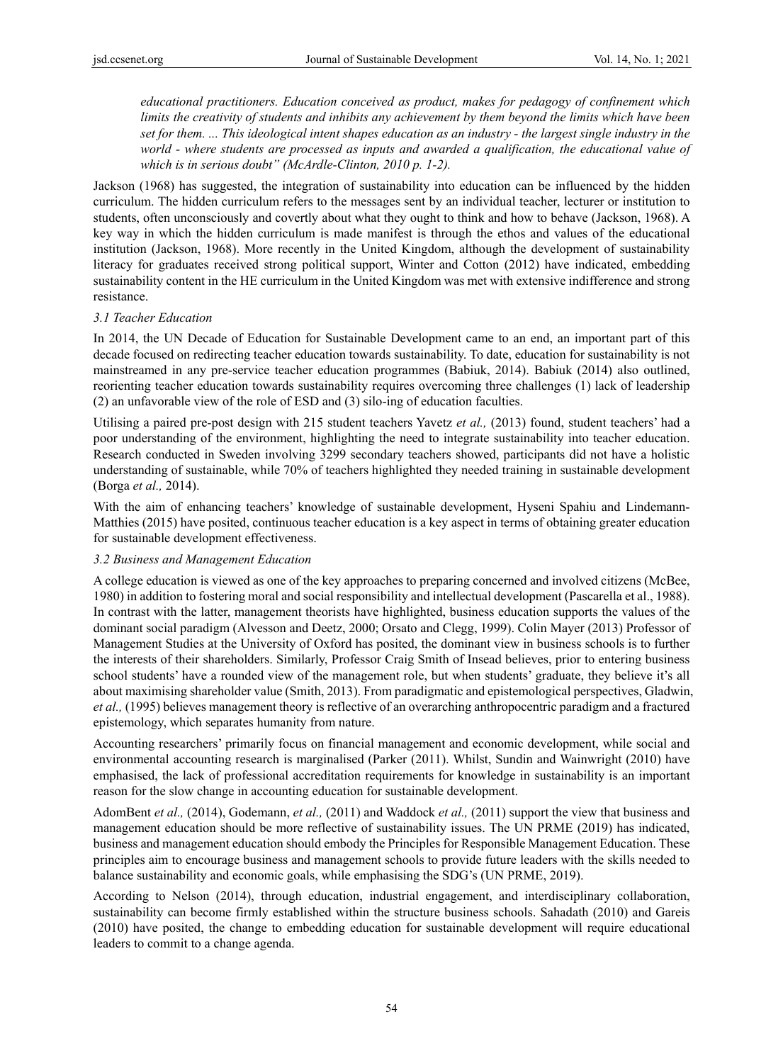*educational practitioners. Education conceived as product, makes for pedagogy of confinement which limits the creativity of students and inhibits any achievement by them beyond the limits which have been set for them. ... This ideological intent shapes education as an industry - the largest single industry in the world - where students are processed as inputs and awarded a qualification, the educational value of which is in serious doubt" (McArdle-Clinton, 2010 p. 1-2).*

Jackson (1968) has suggested, the integration of sustainability into education can be influenced by the hidden curriculum. The hidden curriculum refers to the messages sent by an individual teacher, lecturer or institution to students, often unconsciously and covertly about what they ought to think and how to behave (Jackson, 1968). A key way in which the hidden curriculum is made manifest is through the ethos and values of the educational institution (Jackson, 1968). More recently in the United Kingdom, although the development of sustainability literacy for graduates received strong political support, Winter and Cotton (2012) have indicated, embedding sustainability content in the HE curriculum in the United Kingdom was met with extensive indifference and strong resistance.

### *3.1 Teacher Education*

In 2014, the UN Decade of Education for Sustainable Development came to an end, an important part of this decade focused on redirecting teacher education towards sustainability. To date, education for sustainability is not mainstreamed in any pre-service teacher education programmes (Babiuk, 2014). Babiuk (2014) also outlined, reorienting teacher education towards sustainability requires overcoming three challenges (1) lack of leadership (2) an unfavorable view of the role of ESD and (3) silo-ing of education faculties.

Utilising a paired pre-post design with 215 student teachers Yavetz *et al.,* (2013) found, student teachers' had a poor understanding of the environment, highlighting the need to integrate sustainability into teacher education. Research conducted in Sweden involving 3299 secondary teachers showed, participants did not have a holistic understanding of sustainable, while 70% of teachers highlighted they needed training in sustainable development (Borga *et al.,* 2014).

With the aim of enhancing teachers' knowledge of sustainable development, Hyseni Spahiu and Lindemann-Matthies (2015) have posited, continuous teacher education is a key aspect in terms of obtaining greater education for sustainable development effectiveness.

### *3.2 Business and Management Education*

A college education is viewed as one of the key approaches to preparing concerned and involved citizens (McBee, 1980) in addition to fostering moral and social responsibility and intellectual development (Pascarella et al., 1988). In contrast with the latter, management theorists have highlighted, business education supports the values of the dominant social paradigm (Alvesson and Deetz, 2000; Orsato and Clegg, 1999). Colin Mayer (2013) Professor of Management Studies at the University of Oxford has posited, the dominant view in business schools is to further the interests of their shareholders. Similarly, Professor Craig Smith of Insead believes, prior to entering business school students' have a rounded view of the management role, but when students' graduate, they believe it's all about maximising shareholder value (Smith, 2013). From paradigmatic and epistemological perspectives, Gladwin, *et al.,* (1995) believes management theory is reflective of an overarching anthropocentric paradigm and a fractured epistemology, which separates humanity from nature.

Accounting researchers' primarily focus on financial management and economic development, while social and environmental accounting research is marginalised (Parker (2011). Whilst, Sundin and Wainwright (2010) have emphasised, the lack of professional accreditation requirements for knowledge in sustainability is an important reason for the slow change in accounting education for sustainable development.

AdomBent *et al.,* (2014), Godemann, *et al.,* (2011) and Waddock *et al.,* (2011) support the view that business and management education should be more reflective of sustainability issues. The UN PRME (2019) has indicated, business and management education should embody the Principles for Responsible Management Education. These principles aim to encourage business and management schools to provide future leaders with the skills needed to balance sustainability and economic goals, while emphasising the SDG's (UN PRME, 2019).

According to Nelson (2014), through education, industrial engagement, and interdisciplinary collaboration, sustainability can become firmly established within the structure business schools. Sahadath (2010) and Gareis (2010) have posited, the change to embedding education for sustainable development will require educational leaders to commit to a change agenda.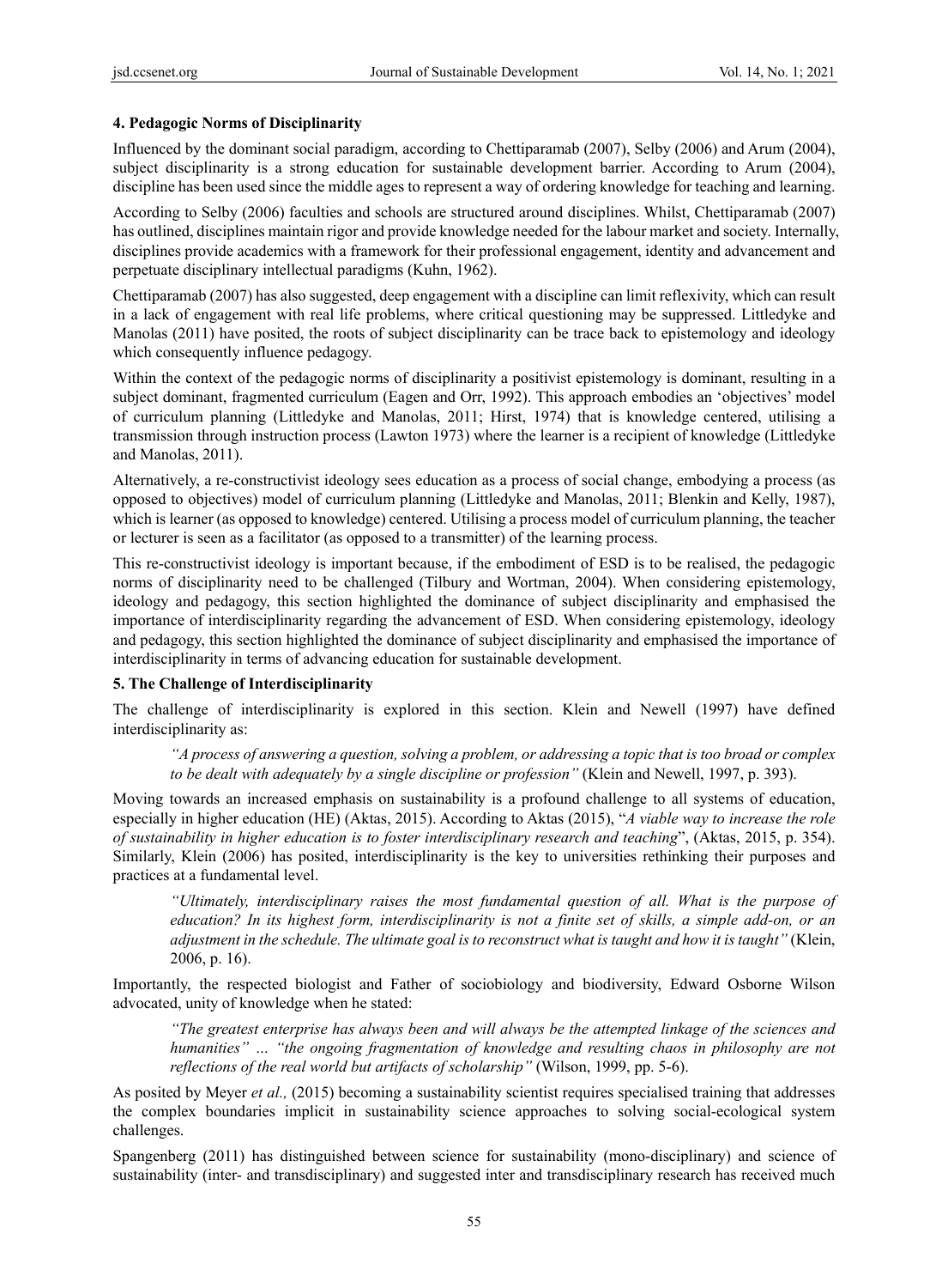### 4. Pedagogic Norms of Disciplinarity

Influenced by the dominant social paradigm, according to Chettiparamab (2007), Selby (2006) and Arum (2004), subject disciplinarity is a strong education for sustainable development barrier. According to Arum (2004), discipline has been used since the middle ages to represent a way of ordering knowledge for teaching and learning.

According to Selby (2006) faculties and schools are structured around disciplines. Whilst, Chettiparamab (2007) has outlined, disciplines maintain rigor and provide knowledge needed for the labour market and society. Internally, disciplines provide academics with a framework for their professional engagement, identity and advancement and perpetuate disciplinary intellectual paradigms (Kuhn, 1962).

Chettiparamab (2007) has also suggested, deep engagement with a discipline can limit reflexivity, which can result in a lack of engagement with real life problems, where critical questioning may be suppressed. Littledyke and Manolas (2011) have posited, the roots of subject disciplinarity can be trace back to epistemology and ideology which consequently influence pedagogy.

Within the context of the pedagogic norms of disciplinarity a positivist epistemology is dominant, resulting in a subject dominant, fragmented curriculum (Eagen and Orr, 1992). This approach embodies an 'objectives' model of curriculum planning (Littledyke and Manolas, 2011; Hirst, 1974) that is knowledge centered, utilising a transmission through instruction process (Lawton 1973) where the learner is a recipient of knowledge (Littledyke and Manolas, 2011).

Alternatively, a re-constructivist ideology sees education as a process of social change, embodying a process (as opposed to objectives) model of curriculum planning (Littledyke and Manolas, 2011; Blenkin and Kelly, 1987), which is learner (as opposed to knowledge) centered. Utilising a process model of curriculum planning, the teacher or lecturer is seen as a facilitator (as opposed to a transmitter) of the learning process.

This re-constructivist ideology is important because, if the embodiment of ESD is to be realised, the pedagogic norms of disciplinarity need to be challenged (Tilbury and Wortman, 2004). When considering epistemology, ideology and pedagogy, this section highlighted the dominance of subject disciplinarity and emphasised the importance of interdisciplinarity regarding the advancement of ESD. When considering epistemology, ideology and pedagogy, this section highlighted the dominance of subject disciplinarity and emphasised the importance of interdisciplinarity in terms of advancing education for sustainable development.

### 5. The Challenge of Interdisciplinarity

The challenge of interdisciplinarity is explored in this section. Klein and Newell (1997) have defined interdisciplinarity as:

> *"A process of answering a question, solving a problem, or addressing a topic that is too broad or complex to be dealt with adequately by a single discipline or profession"* (Klein and Newell, 1997, p. 393).

Moving towards an increased emphasis on sustainability is a profound challenge to all systems of education, especially in higher education (HE) (Aktas, 2015). According to Aktas (2015), "*A viable way to increase the role of sustainability in higher education is to foster interdisciplinary research and teaching*", (Aktas, 2015, p. 354). Similarly, Klein (2006) has posited, interdisciplinarity is the key to universities rethinking their purposes and practices at a fundamental level.

> *"Ultimately, interdisciplinary raises the most fundamental question of all. What is the purpose of education? In its highest form, interdisciplinarity is not a finite set of skills, a simple add-on, or an adjustment in the schedule. The ultimate goal is to reconstruct what is taught and how it is taught"* (Klein, 2006, p. 16).

Importantly, the respected biologist and Father of sociobiology and biodiversity, Edward Osborne Wilson advocated, unity of knowledge when he stated:

> *"The greatest enterprise has always been and will always be the attempted linkage of the sciences and humanities" … "the ongoing fragmentation of knowledge and resulting chaos in philosophy are not reflections of the real world but artifacts of scholarship"* (Wilson, 1999, pp. 5-6).

As posited by Meyer *et al.,* (2015) becoming a sustainability scientist requires specialised training that addresses the complex boundaries implicit in sustainability science approaches to solving social-ecological system challenges.

Spangenberg (2011) has distinguished between science for sustainability (mono-disciplinary) and science of sustainability (inter- and transdisciplinary) and suggested inter and transdisciplinary research has received much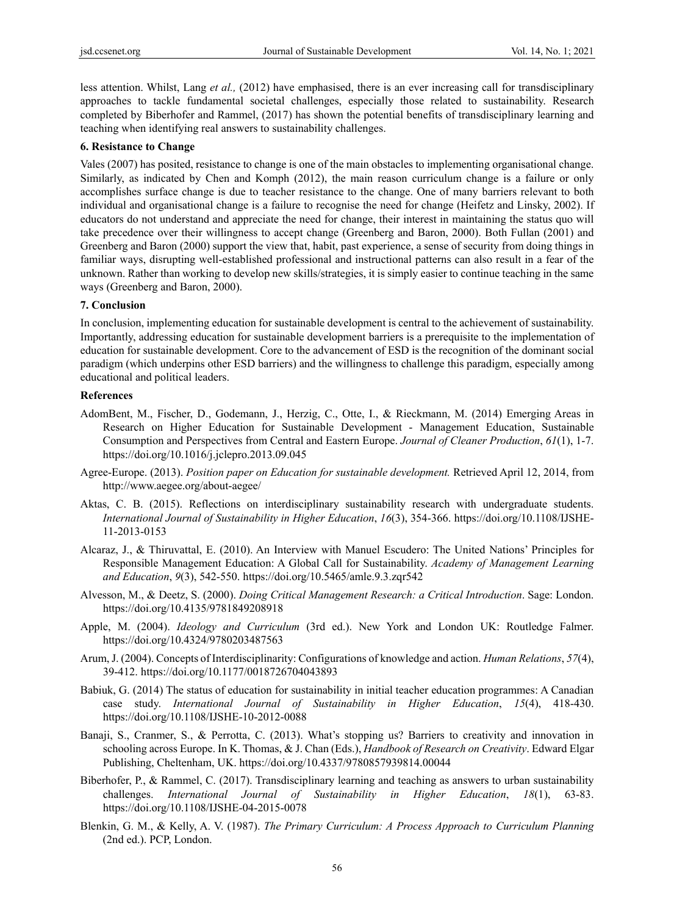less attention. Whilst, Lang *et al.,* (2012) have emphasised, there is an ever increasing call for transdisciplinary approaches to tackle fundamental societal challenges, especially those related to sustainability. Research completed by Biberhofer and Rammel, (2017) has shown the potential benefits of transdisciplinary learning and teaching when identifying real answers to sustainability challenges.

### 6. Resistance to Change

Vales (2007) has posited, resistance to change is one of the main obstacles to implementing organisational change. Similarly, as indicated by Chen and Komph (2012), the main reason curriculum change is a failure or only accomplishes surface change is due to teacher resistance to the change. One of many barriers relevant to both individual and organisational change is a failure to recognise the need for change (Heifetz and Linsky, 2002). If educators do not understand and appreciate the need for change, their interest in maintaining the status quo will take precedence over their willingness to accept change (Greenberg and Baron, 2000). Both Fullan (2001) and Greenberg and Baron (2000) support the view that, habit, past experience, a sense of security from doing things in familiar ways, disrupting well-established professional and instructional patterns can also result in a fear of the unknown. Rather than working to develop new skills/strategies, it is simply easier to continue teaching in the same ways (Greenberg and Baron, 2000).

### 7. Conclusion

In conclusion, implementing education for sustainable development is central to the achievement of sustainability. Importantly, addressing education for sustainable development barriers is a prerequisite to the implementation of education for sustainable development. Core to the advancement of ESD is the recognition of the dominant social paradigm (which underpins other ESD barriers) and the willingness to challenge this paradigm, especially among educational and political leaders.

### References

AdomBent, M., Fischer, D., Godemann, J., Herzig, C., Otte, I., & Rieckmann, M. (2014) Emerging Areas in Research on Higher Education for Sustainable Development - Management Education, Sustainable Consumption and Perspectives from Central and Eastern Europe. *Journal of Cleaner Production*, *61*(1), 1-7. https://doi.org/10.1016/j.jclepro.2013.09.045

Agree-Europe. (2013). *Position paper on Education for sustainable development.* Retrieved April 12, 2014, from http://www.aegee.org/about-aegee/

Aktas, C. B. (2015). Reflections on interdisciplinary sustainability research with undergraduate students. *International Journal of Sustainability in Higher Education*, *16*(3), 354-366. https://doi.org/10.1108/IJSHE-11-2013-0153

Alcaraz, J., & Thiruvattal, E. (2010). An Interview with Manuel Escudero: The United Nations' Principles for Responsible Management Education: A Global Call for Sustainability. *Academy of Management Learning and Education*, *9*(3), 542-550. https://doi.org/10.5465/amle.9.3.zqr542

Alvesson, M., & Deetz, S. (2000). *Doing Critical Management Research: a Critical Introduction*. Sage: London. https://doi.org/10.4135/9781849208918

Apple, M. (2004). *Ideology and Curriculum* (3rd ed.). New York and London UK: Routledge Falmer. https://doi.org/10.4324/9780203487563

Arum, J. (2004). Concepts of Interdisciplinarity: Configurations of knowledge and action. *Human Relations*, *57*(4), 39-412. https://doi.org/10.1177/0018726704043893

Babiuk, G. (2014) The status of education for sustainability in initial teacher education programmes: A Canadian case study. *International Journal of Sustainability in Higher Education*, *15*(4), 418-430. https://doi.org/10.1108/IJSHE-10-2012-0088

Banaji, S., Cranmer, S., & Perrotta, C. (2013). What's stopping us? Barriers to creativity and innovation in schooling across Europe. In K. Thomas, & J. Chan (Eds.), *Handbook of Research on Creativity*. Edward Elgar Publishing, Cheltenham, UK. https://doi.org/10.4337/9780857939814.00044

Biberhofer, P., & Rammel, C. (2017). Transdisciplinary learning and teaching as answers to urban sustainability challenges. *International Journal of Sustainability in Higher Education*, *18*(1), 63-83. https://doi.org/10.1108/IJSHE-04-2015-0078

Blenkin, G. M., & Kelly, A. V. (1987). *The Primary Curriculum: A Process Approach to Curriculum Planning* (2nd ed.). PCP, London.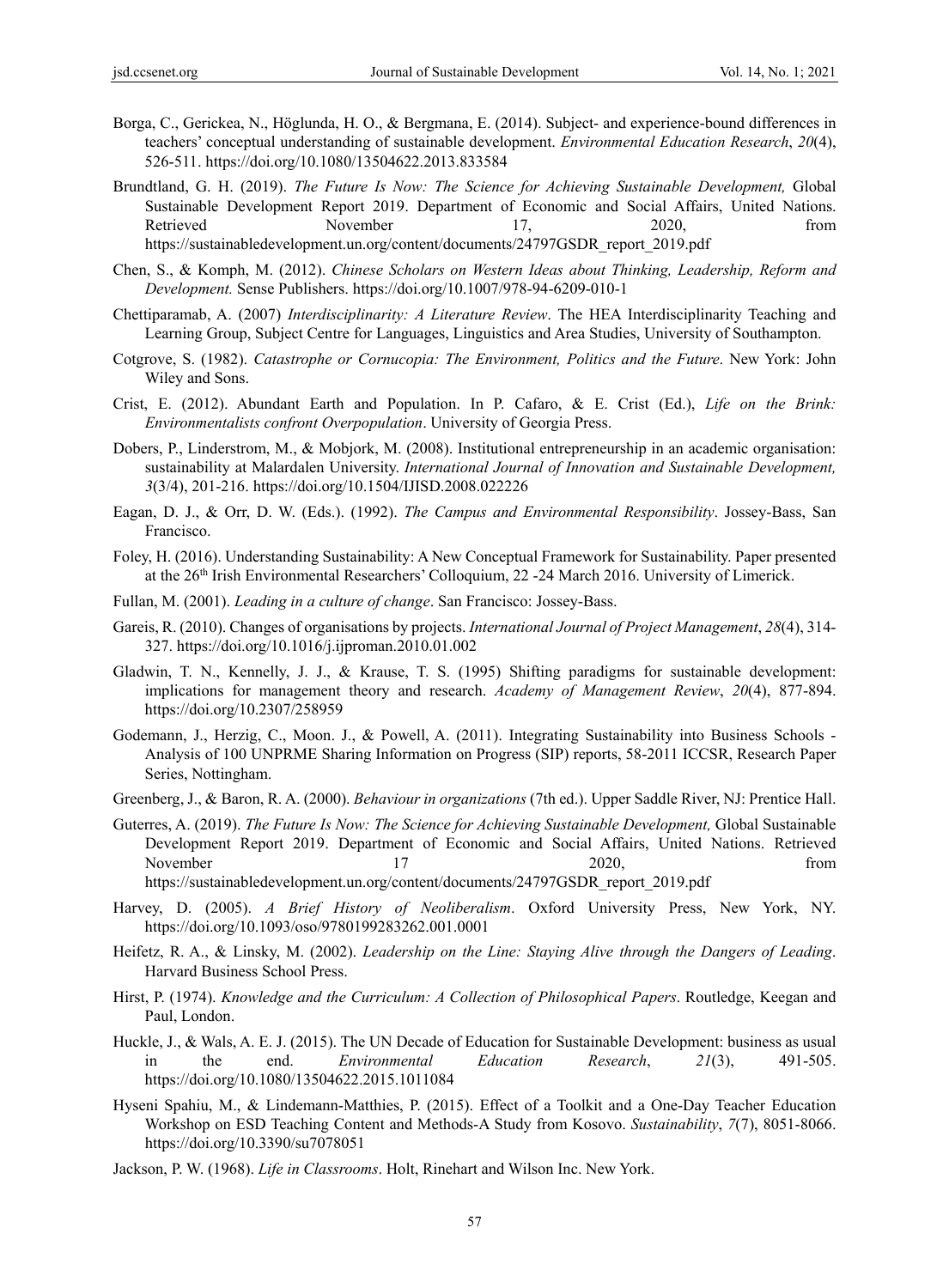Borga, C., Gerickea, N., Höglunda, H. O., & Bergmana, E. (2014). Subject- and experience-bound differences in teachers' conceptual understanding of sustainable development. *Environmental Education Research*, *20*(4), 526-511. https://doi.org/10.1080/13504622.2013.833584

Brundtland, G. H. (2019). *The Future Is Now: The Science for Achieving Sustainable Development,* Global Sustainable Development Report 2019. Department of Economic and Social Affairs, United Nations. Retrieved November 17, 2020, from https://sustainabledevelopment.un.org/content/documents/24797GSDR_report_2019.pdf

Chen, S., & Komph, M. (2012). *Chinese Scholars on Western Ideas about Thinking, Leadership, Reform and Development.* Sense Publishers. https://doi.org/10.1007/978-94-6209-010-1

Chettiparamab, A. (2007) *Interdisciplinarity: A Literature Review*. The HEA Interdisciplinarity Teaching and Learning Group, Subject Centre for Languages, Linguistics and Area Studies, University of Southampton.

Cotgrove, S. (1982). *Catastrophe or Cornucopia: The Environment, Politics and the Future*. New York: John Wiley and Sons.

Crist, E. (2012). Abundant Earth and Population. In P. Cafaro, & E. Crist (Ed.), *Life on the Brink: Environmentalists confront Overpopulation*. University of Georgia Press.

Dobers, P., Linderstrom, M., & Mobjork, M. (2008). Institutional entrepreneurship in an academic organisation: sustainability at Malardalen University. *International Journal of Innovation and Sustainable Development, 3*(3/4), 201-216. https://doi.org/10.1504/IJISD.2008.022226

Eagan, D. J., & Orr, D. W. (Eds.). (1992). *The Campus and Environmental Responsibility*. Jossey-Bass, San Francisco.

Foley, H. (2016). Understanding Sustainability: A New Conceptual Framework for Sustainability. Paper presented at the 26th Irish Environmental Researchers' Colloquium, 22 -24 March 2016. University of Limerick.

Fullan, M. (2001). *Leading in a culture of change*. San Francisco: Jossey-Bass.

Gareis, R. (2010). Changes of organisations by projects. *International Journal of Project Management*, *28*(4), 314-327. https://doi.org/10.1016/j.ijproman.2010.01.002

Gladwin, T. N., Kennelly, J. J., & Krause, T. S. (1995) Shifting paradigms for sustainable development: implications for management theory and research. *Academy of Management Review*, *20*(4), 877-894. https://doi.org/10.2307/258959

Godemann, J., Herzig, C., Moon. J., & Powell, A. (2011). Integrating Sustainability into Business Schools - Analysis of 100 UNPRME Sharing Information on Progress (SIP) reports, 58-2011 ICCSR, Research Paper Series, Nottingham.

Greenberg, J., & Baron, R. A. (2000). *Behaviour in organizations* (7th ed.). Upper Saddle River, NJ: Prentice Hall.

Guterres, A. (2019). *The Future Is Now: The Science for Achieving Sustainable Development,* Global Sustainable Development Report 2019. Department of Economic and Social Affairs, United Nations. Retrieved November 17 2020, from https://sustainabledevelopment.un.org/content/documents/24797GSDR_report_2019.pdf

Harvey, D. (2005). *A Brief History of Neoliberalism*. Oxford University Press, New York, NY. https://doi.org/10.1093/oso/9780199283262.001.0001

Heifetz, R. A., & Linsky, M. (2002). *Leadership on the Line: Staying Alive through the Dangers of Leading*. Harvard Business School Press.

Hirst, P. (1974). *Knowledge and the Curriculum: A Collection of Philosophical Papers*. Routledge, Keegan and Paul, London.

Huckle, J., & Wals, A. E. J. (2015). The UN Decade of Education for Sustainable Development: business as usual in the end. *Environmental Education Research*, *21*(3), 491-505. https://doi.org/10.1080/13504622.2015.1011084

Hyseni Spahiu, M., & Lindemann-Matthies, P. (2015). Effect of a Toolkit and a One-Day Teacher Education Workshop on ESD Teaching Content and Methods-A Study from Kosovo. *Sustainability*, *7*(7), 8051-8066. https://doi.org/10.3390/su7078051

Jackson, P. W. (1968). *Life in Classrooms*. Holt, Rinehart and Wilson Inc. New York.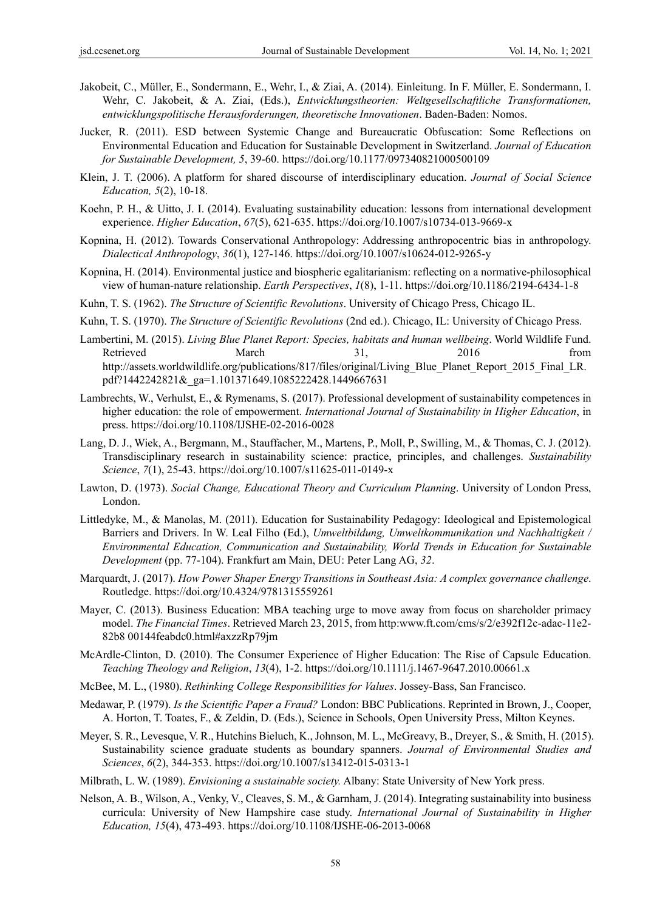Jakobeit, C., Müller, E., Sondermann, E., Wehr, I., & Ziai, A. (2014). Einleitung. In F. Müller, E. Sondermann, I. Wehr, C. Jakobeit, & A. Ziai, (Eds.), *Entwicklungstheorien: Weltgesellschaftliche Transformationen, entwicklungspolitische Herausforderungen, theoretische Innovationen*. Baden-Baden: Nomos.

Jucker, R. (2011). ESD between Systemic Change and Bureaucratic Obfuscation: Some Reflections on Environmental Education and Education for Sustainable Development in Switzerland. *Journal of Education for Sustainable Development, 5*, 39-60. https://doi.org/10.1177/097340821000500109

Klein, J. T. (2006). A platform for shared discourse of interdisciplinary education. *Journal of Social Science Education, 5*(2), 10-18.

Koehn, P. H., & Uitto, J. I. (2014). Evaluating sustainability education: lessons from international development experience. *Higher Education*, *67*(5), 621-635. https://doi.org/10.1007/s10734-013-9669-x

Kopnina, H. (2012). Towards Conservational Anthropology: Addressing anthropocentric bias in anthropology. *Dialectical Anthropology*, *36*(1), 127-146. https://doi.org/10.1007/s10624-012-9265-y

Kopnina, H. (2014). Environmental justice and biospheric egalitarianism: reflecting on a normative-philosophical view of human-nature relationship. *Earth Perspectives*, *1*(8), 1-11. https://doi.org/10.1186/2194-6434-1-8

Kuhn, T. S. (1962). *The Structure of Scientific Revolutions*. University of Chicago Press, Chicago IL.

Kuhn, T. S. (1970). *The Structure of Scientific Revolutions* (2nd ed.). Chicago, IL: University of Chicago Press.

Lambertini, M. (2015). *Living Blue Planet Report: Species, habitats and human wellbeing*. World Wildlife Fund. Retrieved March 31, 2016 from http://assets.worldwildlife.org/publications/817/files/original/Living_Blue_Planet_Report_2015_Final_LR.pdf?1442242821&_ga=1.101371649.1085222428.1449667631

Lambrechts, W., Verhulst, E., & Rymenams, S. (2017). Professional development of sustainability competences in higher education: the role of empowerment. *International Journal of Sustainability in Higher Education*, in press. https://doi.org/10.1108/IJSHE-02-2016-0028

Lang, D. J., Wiek, A., Bergmann, M., Stauffacher, M., Martens, P., Moll, P., Swilling, M., & Thomas, C. J. (2012). Transdisciplinary research in sustainability science: practice, principles, and challenges. *Sustainability Science*, *7*(1), 25-43. https://doi.org/10.1007/s11625-011-0149-x

Lawton, D. (1973). *Social Change, Educational Theory and Curriculum Planning*. University of London Press, London.

Littledyke, M., & Manolas, M. (2011). Education for Sustainability Pedagogy: Ideological and Epistemological Barriers and Drivers. In W. Leal Filho (Ed.), *Umweltbildung, Umweltkommunikation und Nachhaltigkeit / Environmental Education, Communication and Sustainability, World Trends in Education for Sustainable Development* (pp. 77-104). Frankfurt am Main, DEU: Peter Lang AG, *32*.

Marquardt, J. (2017). *How Power Shaper Energy Transitions in Southeast Asia: A complex governance challenge*. Routledge. https://doi.org/10.4324/9781315559261

Mayer, C. (2013). Business Education: MBA teaching urge to move away from focus on shareholder primacy model. *The Financial Times*. Retrieved March 23, 2015, from http:www.ft.com/cms/s/2/e392f12c-adac-11e2-82b8 00144feabdc0.html#axzzRp79jm

McArdle-Clinton, D. (2010). The Consumer Experience of Higher Education: The Rise of Capsule Education. *Teaching Theology and Religion*, *13*(4), 1-2. https://doi.org/10.1111/j.1467-9647.2010.00661.x

McBee, M. L., (1980). *Rethinking College Responsibilities for Values*. Jossey-Bass, San Francisco.

Medawar, P. (1979). *Is the Scientific Paper a Fraud?* London: BBC Publications. Reprinted in Brown, J., Cooper, A. Horton, T. Toates, F., & Zeldin, D. (Eds.), Science in Schools, Open University Press, Milton Keynes.

Meyer, S. R., Levesque, V. R., Hutchins Bieluch, K., Johnson, M. L., McGreavy, B., Dreyer, S., & Smith, H. (2015). Sustainability science graduate students as boundary spanners. *Journal of Environmental Studies and Sciences*, *6*(2), 344-353. https://doi.org/10.1007/s13412-015-0313-1

Milbrath, L. W. (1989). *Envisioning a sustainable society.* Albany: State University of New York press.

Nelson, A. B., Wilson, A., Venky, V., Cleaves, S. M., & Garnham, J. (2014). Integrating sustainability into business curricula: University of New Hampshire case study. *International Journal of Sustainability in Higher Education, 15*(4), 473-493. https://doi.org/10.1108/IJSHE-06-2013-0068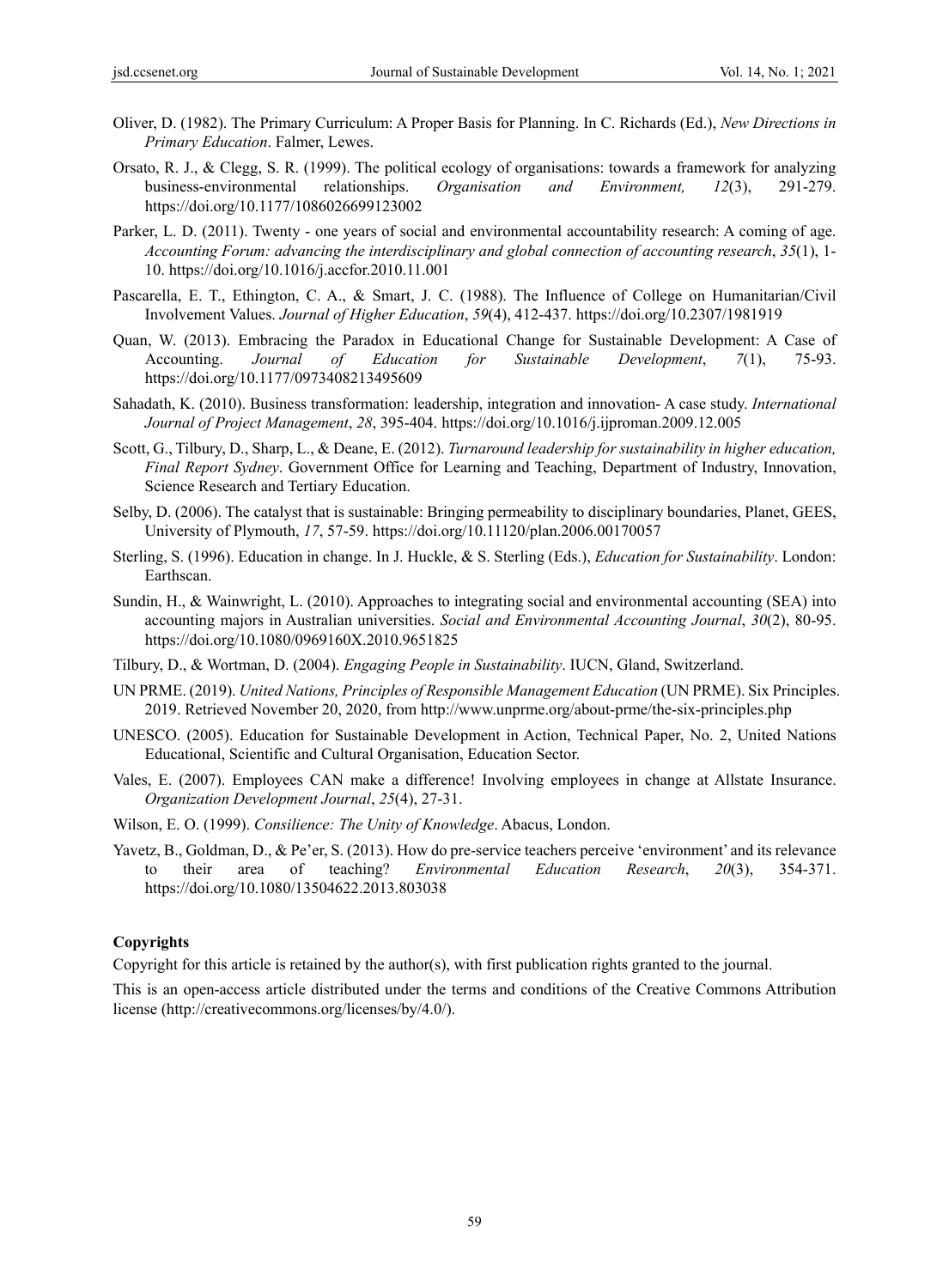Oliver, D. (1982). The Primary Curriculum: A Proper Basis for Planning. In C. Richards (Ed.), *New Directions in Primary Education*. Falmer, Lewes.

Orsato, R. J., & Clegg, S. R. (1999). The political ecology of organisations: towards a framework for analyzing business-environmental relationships. *Organisation and Environment, 12*(3), 291-279. https://doi.org/10.1177/1086026699123002

Parker, L. D. (2011). Twenty - one years of social and environmental accountability research: A coming of age. *Accounting Forum: advancing the interdisciplinary and global connection of accounting research*, *35*(1), 1-10. https://doi.org/10.1016/j.accfor.2010.11.001

Pascarella, E. T., Ethington, C. A., & Smart, J. C. (1988). The Influence of College on Humanitarian/Civil Involvement Values. *Journal of Higher Education*, *59*(4), 412-437. https://doi.org/10.2307/1981919

Quan, W. (2013). Embracing the Paradox in Educational Change for Sustainable Development: A Case of Accounting. *Journal of Education for Sustainable Development*, *7*(1), 75-93. https://doi.org/10.1177/0973408213495609

Sahadath, K. (2010). Business transformation: leadership, integration and innovation- A case study. *International Journal of Project Management*, *28*, 395-404. https://doi.org/10.1016/j.ijproman.2009.12.005

Scott, G., Tilbury, D., Sharp, L., & Deane, E. (2012). *Turnaround leadership for sustainability in higher education, Final Report Sydney*. Government Office for Learning and Teaching, Department of Industry, Innovation, Science Research and Tertiary Education.

Selby, D. (2006). The catalyst that is sustainable: Bringing permeability to disciplinary boundaries, Planet, GEES, University of Plymouth, *17*, 57-59. https://doi.org/10.11120/plan.2006.00170057

Sterling, S. (1996). Education in change. In J. Huckle, & S. Sterling (Eds.), *Education for Sustainability*. London: Earthscan.

Sundin, H., & Wainwright, L. (2010). Approaches to integrating social and environmental accounting (SEA) into accounting majors in Australian universities. *Social and Environmental Accounting Journal*, *30*(2), 80-95. https://doi.org/10.1080/0969160X.2010.9651825

Tilbury, D., & Wortman, D. (2004). *Engaging People in Sustainability*. IUCN, Gland, Switzerland.

UN PRME. (2019). *United Nations, Principles of Responsible Management Education* (UN PRME). Six Principles. 2019. Retrieved November 20, 2020, from http://www.unprme.org/about-prme/the-six-principles.php

UNESCO. (2005). Education for Sustainable Development in Action, Technical Paper, No. 2, United Nations Educational, Scientific and Cultural Organisation, Education Sector.

Vales, E. (2007). Employees CAN make a difference! Involving employees in change at Allstate Insurance. *Organization Development Journal*, *25*(4), 27-31.

Wilson, E. O. (1999). *Consilience: The Unity of Knowledge*. Abacus, London.

Yavetz, B., Goldman, D., & Pe'er, S. (2013). How do pre-service teachers perceive 'environment' and its relevance to their area of teaching? *Environmental Education Research*, *20*(3), 354-371. https://doi.org/10.1080/13504622.2013.803038

## Copyrights

Copyright for this article is retained by the author(s), with first publication rights granted to the journal.

This is an open-access article distributed under the terms and conditions of the Creative Commons Attribution license (http://creativecommons.org/licenses/by/4.0/).